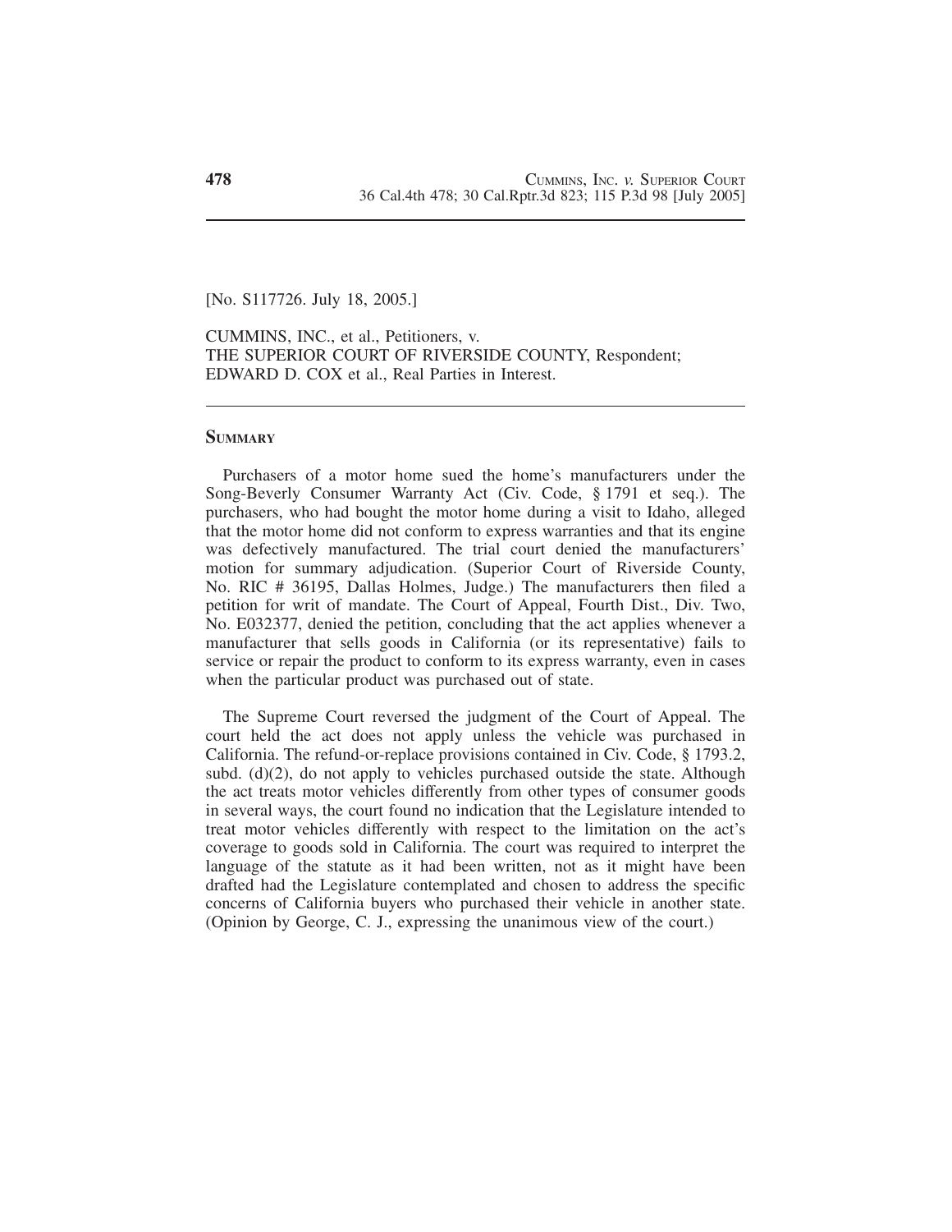[No. S117726. July 18, 2005.]

CUMMINS, INC., et al., Petitioners, v.
THE SUPERIOR COURT OF RIVERSIDE COUNTY, Respondent;
EDWARD D. COX et al., Real Parties in Interest.

## SUMMARY

Purchasers of a motor home sued the home's manufacturers under the Song-Beverly Consumer Warranty Act (Civ. Code, § 1791 et seq.). The purchasers, who had bought the motor home during a visit to Idaho, alleged that the motor home did not conform to express warranties and that its engine was defectively manufactured. The trial court denied the manufacturers' motion for summary adjudication. (Superior Court of Riverside County, No. RIC # 36195, Dallas Holmes, Judge.) The manufacturers then filed a petition for writ of mandate. The Court of Appeal, Fourth Dist., Div. Two, No. E032377, denied the petition, concluding that the act applies whenever a manufacturer that sells goods in California (or its representative) fails to service or repair the product to conform to its express warranty, even in cases when the particular product was purchased out of state.

The Supreme Court reversed the judgment of the Court of Appeal. The court held the act does not apply unless the vehicle was purchased in California. The refund-or-replace provisions contained in Civ. Code, § 1793.2, subd. (d)(2), do not apply to vehicles purchased outside the state. Although the act treats motor vehicles differently from other types of consumer goods in several ways, the court found no indication that the Legislature intended to treat motor vehicles differently with respect to the limitation on the act's coverage to goods sold in California. The court was required to interpret the language of the statute as it had been written, not as it might have been drafted had the Legislature contemplated and chosen to address the specific concerns of California buyers who purchased their vehicle in another state. (Opinion by George, C. J., expressing the unanimous view of the court.)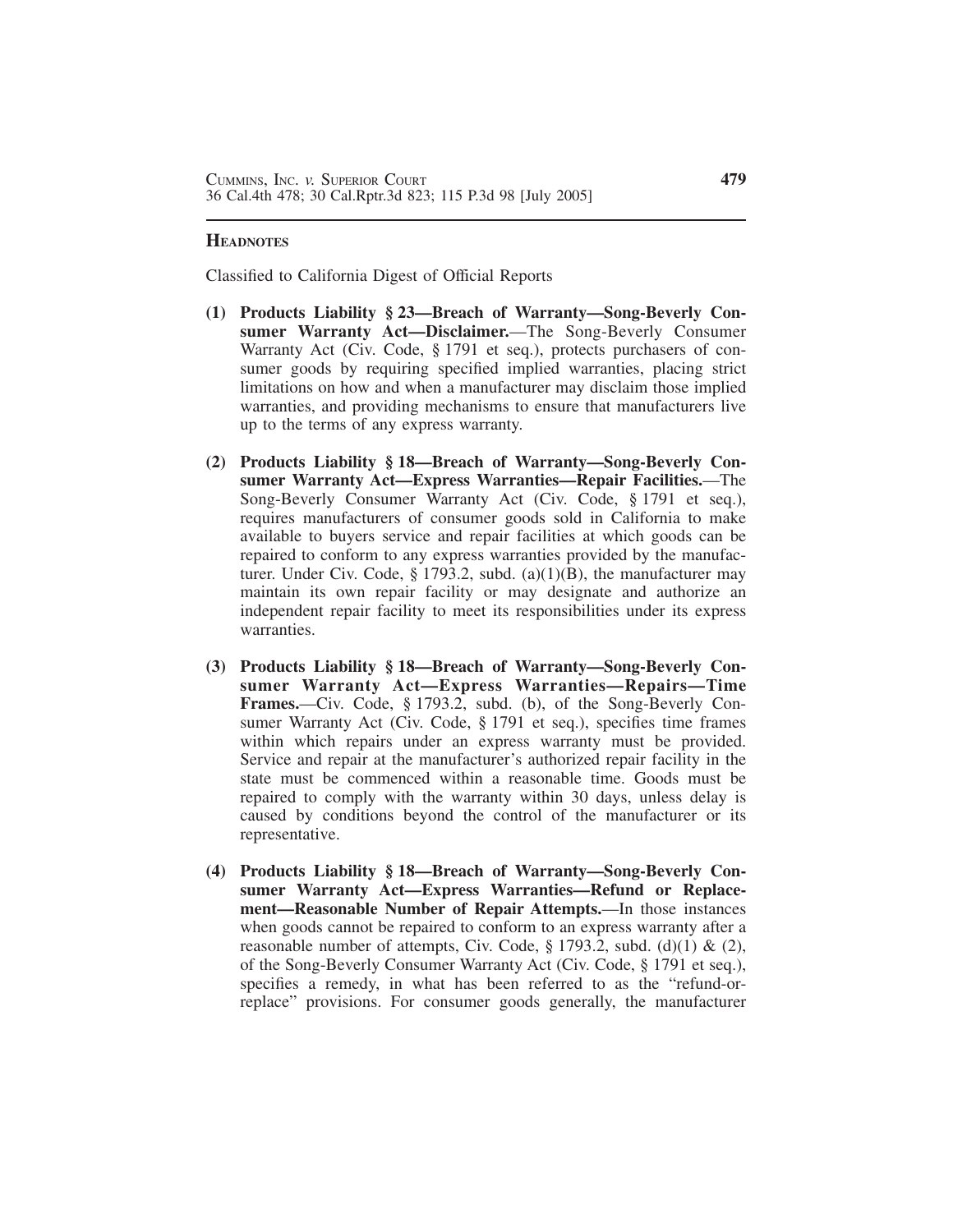## HEADNOTES

Classified to California Digest of Official Reports

**(1) Products Liability § 23—Breach of Warranty—Song-Beverly Consumer Warranty Act—Disclaimer.**—The Song-Beverly Consumer Warranty Act (Civ. Code, § 1791 et seq.), protects purchasers of consumer goods by requiring specified implied warranties, placing strict limitations on how and when a manufacturer may disclaim those implied warranties, and providing mechanisms to ensure that manufacturers live up to the terms of any express warranty.

**(2) Products Liability § 18—Breach of Warranty—Song-Beverly Consumer Warranty Act—Express Warranties—Repair Facilities.**—The Song-Beverly Consumer Warranty Act (Civ. Code, § 1791 et seq.), requires manufacturers of consumer goods sold in California to make available to buyers service and repair facilities at which goods can be repaired to conform to any express warranties provided by the manufacturer. Under Civ. Code, § 1793.2, subd. (a)(1)(B), the manufacturer may maintain its own repair facility or may designate and authorize an independent repair facility to meet its responsibilities under its express warranties.

**(3) Products Liability § 18—Breach of Warranty—Song-Beverly Consumer Warranty Act—Express Warranties—Repairs—Time Frames.**—Civ. Code, § 1793.2, subd. (b), of the Song-Beverly Consumer Warranty Act (Civ. Code, § 1791 et seq.), specifies time frames within which repairs under an express warranty must be provided. Service and repair at the manufacturer's authorized repair facility in the state must be commenced within a reasonable time. Goods must be repaired to comply with the warranty within 30 days, unless delay is caused by conditions beyond the control of the manufacturer or its representative.

**(4) Products Liability § 18—Breach of Warranty—Song-Beverly Consumer Warranty Act—Express Warranties—Refund or Replacement—Reasonable Number of Repair Attempts.**—In those instances when goods cannot be repaired to conform to an express warranty after a reasonable number of attempts, Civ. Code, § 1793.2, subd. (d)(1) & (2), of the Song-Beverly Consumer Warranty Act (Civ. Code, § 1791 et seq.), specifies a remedy, in what has been referred to as the "refund-or-replace" provisions. For consumer goods generally, the manufacturer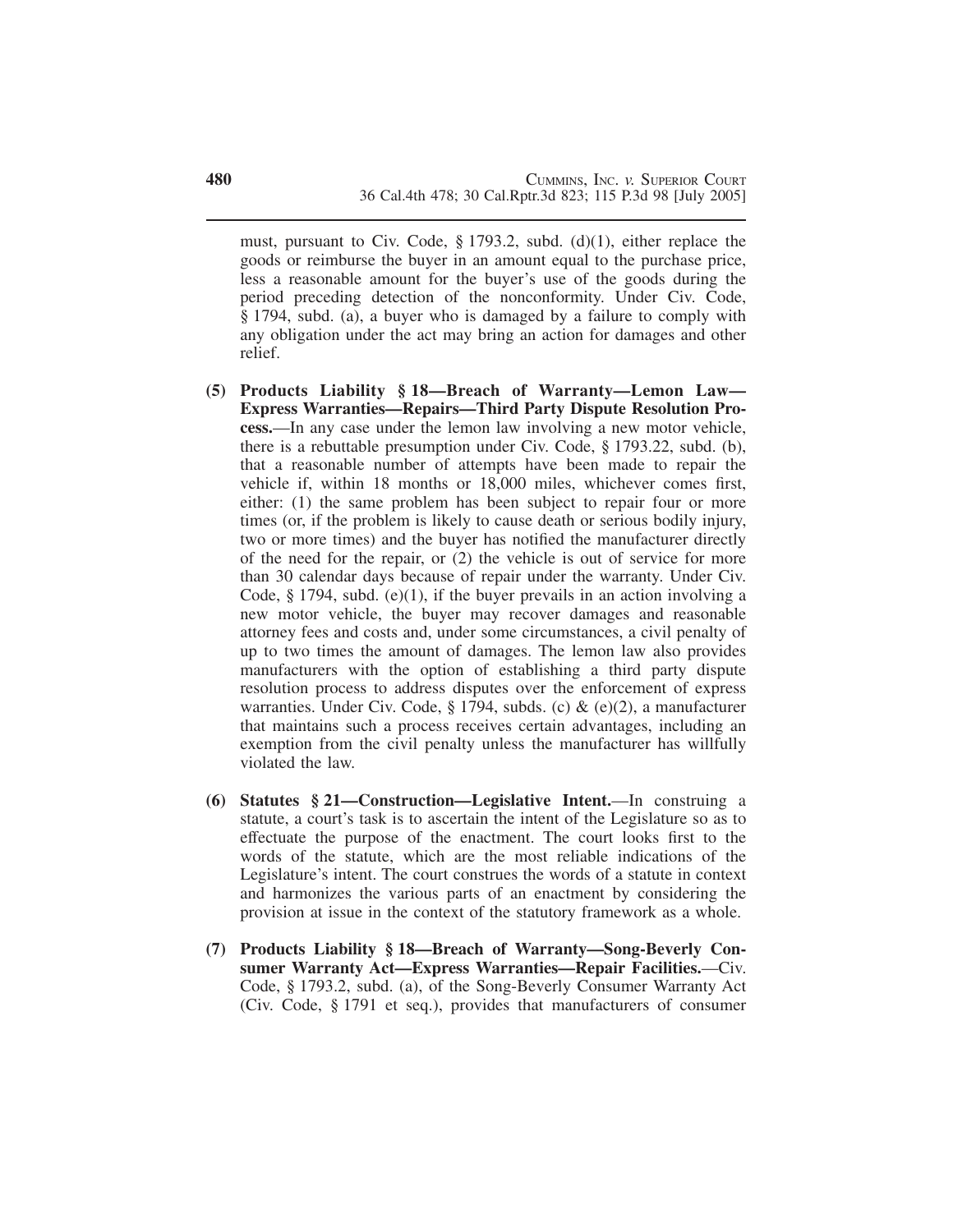must, pursuant to Civ. Code, § 1793.2, subd. (d)(1), either replace the goods or reimburse the buyer in an amount equal to the purchase price, less a reasonable amount for the buyer's use of the goods during the period preceding detection of the nonconformity. Under Civ. Code, § 1794, subd. (a), a buyer who is damaged by a failure to comply with any obligation under the act may bring an action for damages and other relief.

**(5) Products Liability § 18—Breach of Warranty—Lemon Law—Express Warranties—Repairs—Third Party Dispute Resolution Process.**—In any case under the lemon law involving a new motor vehicle, there is a rebuttable presumption under Civ. Code, § 1793.22, subd. (b), that a reasonable number of attempts have been made to repair the vehicle if, within 18 months or 18,000 miles, whichever comes first, either: (1) the same problem has been subject to repair four or more times (or, if the problem is likely to cause death or serious bodily injury, two or more times) and the buyer has notified the manufacturer directly of the need for the repair, or (2) the vehicle is out of service for more than 30 calendar days because of repair under the warranty. Under Civ. Code, § 1794, subd. (e)(1), if the buyer prevails in an action involving a new motor vehicle, the buyer may recover damages and reasonable attorney fees and costs and, under some circumstances, a civil penalty of up to two times the amount of damages. The lemon law also provides manufacturers with the option of establishing a third party dispute resolution process to address disputes over the enforcement of express warranties. Under Civ. Code, § 1794, subds. (c) & (e)(2), a manufacturer that maintains such a process receives certain advantages, including an exemption from the civil penalty unless the manufacturer has willfully violated the law.

**(6) Statutes § 21—Construction—Legislative Intent.**—In construing a statute, a court's task is to ascertain the intent of the Legislature so as to effectuate the purpose of the enactment. The court looks first to the words of the statute, which are the most reliable indications of the Legislature's intent. The court construes the words of a statute in context and harmonizes the various parts of an enactment by considering the provision at issue in the context of the statutory framework as a whole.

**(7) Products Liability § 18—Breach of Warranty—Song-Beverly Consumer Warranty Act—Express Warranties—Repair Facilities.**—Civ. Code, § 1793.2, subd. (a), of the Song-Beverly Consumer Warranty Act (Civ. Code, § 1791 et seq.), provides that manufacturers of consumer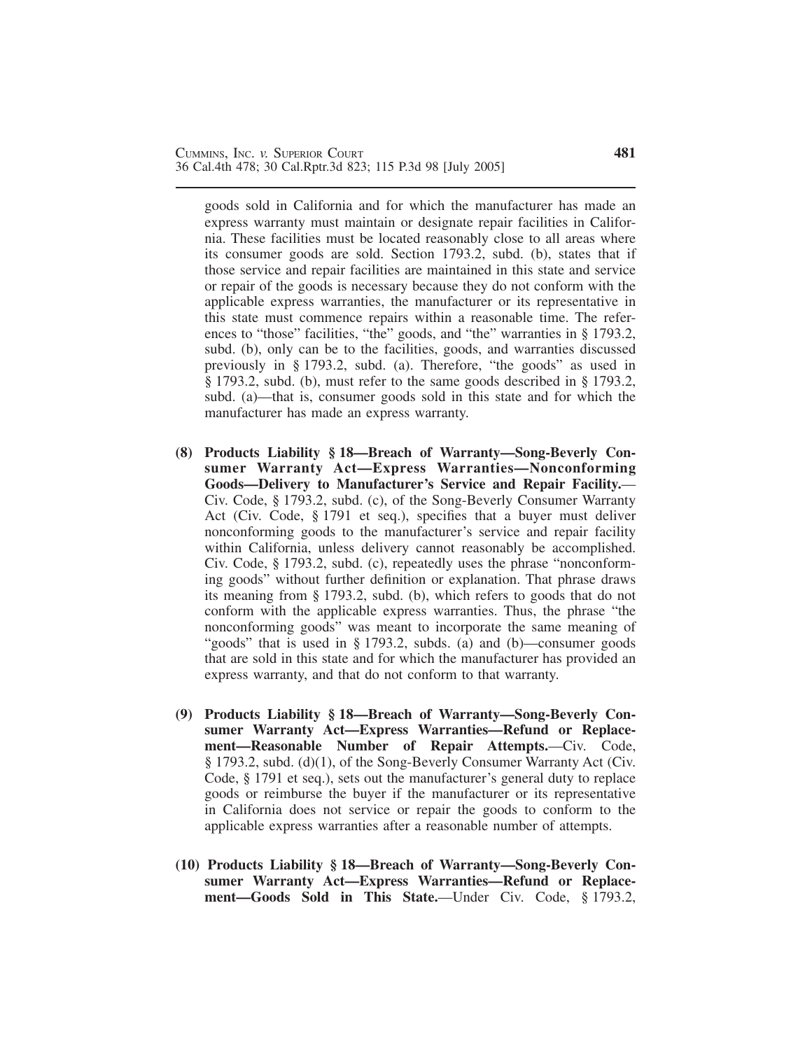goods sold in California and for which the manufacturer has made an express warranty must maintain or designate repair facilities in California. These facilities must be located reasonably close to all areas where its consumer goods are sold. Section 1793.2, subd. (b), states that if those service and repair facilities are maintained in this state and service or repair of the goods is necessary because they do not conform with the applicable express warranties, the manufacturer or its representative in this state must commence repairs within a reasonable time. The references to "those" facilities, "the" goods, and "the" warranties in § 1793.2, subd. (b), only can be to the facilities, goods, and warranties discussed previously in § 1793.2, subd. (a). Therefore, "the goods" as used in § 1793.2, subd. (b), must refer to the same goods described in § 1793.2, subd. (a)—that is, consumer goods sold in this state and for which the manufacturer has made an express warranty.

**(8) Products Liability § 18—Breach of Warranty—Song-Beverly Consumer Warranty Act—Express Warranties—Nonconforming Goods—Delivery to Manufacturer's Service and Repair Facility.**—Civ. Code, § 1793.2, subd. (c), of the Song-Beverly Consumer Warranty Act (Civ. Code, § 1791 et seq.), specifies that a buyer must deliver nonconforming goods to the manufacturer's service and repair facility within California, unless delivery cannot reasonably be accomplished. Civ. Code, § 1793.2, subd. (c), repeatedly uses the phrase "nonconforming goods" without further definition or explanation. That phrase draws its meaning from § 1793.2, subd. (b), which refers to goods that do not conform with the applicable express warranties. Thus, the phrase "the nonconforming goods" was meant to incorporate the same meaning of "goods" that is used in § 1793.2, subds. (a) and (b)—consumer goods that are sold in this state and for which the manufacturer has provided an express warranty, and that do not conform to that warranty.

**(9) Products Liability § 18—Breach of Warranty—Song-Beverly Consumer Warranty Act—Express Warranties—Refund or Replacement—Reasonable Number of Repair Attempts.**—Civ. Code, § 1793.2, subd. (d)(1), of the Song-Beverly Consumer Warranty Act (Civ. Code, § 1791 et seq.), sets out the manufacturer's general duty to replace goods or reimburse the buyer if the manufacturer or its representative in California does not service or repair the goods to conform to the applicable express warranties after a reasonable number of attempts.

**(10) Products Liability § 18—Breach of Warranty—Song-Beverly Consumer Warranty Act—Express Warranties—Refund or Replacement—Goods Sold in This State.**—Under Civ. Code, § 1793.2,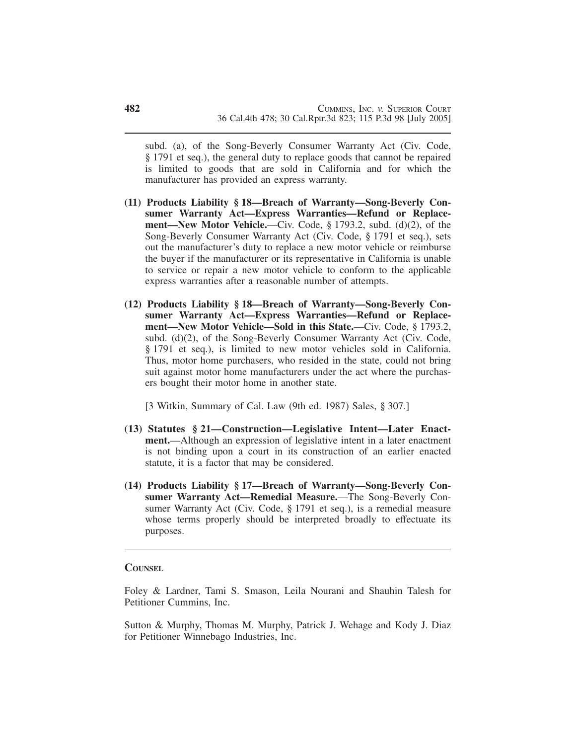subd. (a), of the Song-Beverly Consumer Warranty Act (Civ. Code, § 1791 et seq.), the general duty to replace goods that cannot be repaired is limited to goods that are sold in California and for which the manufacturer has provided an express warranty.

**(11) Products Liability § 18—Breach of Warranty—Song-Beverly Consumer Warranty Act—Express Warranties—Refund or Replacement—New Motor Vehicle.**—Civ. Code, § 1793.2, subd. (d)(2), of the Song-Beverly Consumer Warranty Act (Civ. Code, § 1791 et seq.), sets out the manufacturer's duty to replace a new motor vehicle or reimburse the buyer if the manufacturer or its representative in California is unable to service or repair a new motor vehicle to conform to the applicable express warranties after a reasonable number of attempts.

**(12) Products Liability § 18—Breach of Warranty—Song-Beverly Consumer Warranty Act—Express Warranties—Refund or Replacement—New Motor Vehicle—Sold in this State.**—Civ. Code, § 1793.2, subd. (d)(2), of the Song-Beverly Consumer Warranty Act (Civ. Code, § 1791 et seq.), is limited to new motor vehicles sold in California. Thus, motor home purchasers, who resided in the state, could not bring suit against motor home manufacturers under the act where the purchasers bought their motor home in another state.

[3 Witkin, Summary of Cal. Law (9th ed. 1987) Sales, § 307.]

**(13) Statutes § 21—Construction—Legislative Intent—Later Enactment.**—Although an expression of legislative intent in a later enactment is not binding upon a court in its construction of an earlier enacted statute, it is a factor that may be considered.

**(14) Products Liability § 17—Breach of Warranty—Song-Beverly Consumer Warranty Act—Remedial Measure.**—The Song-Beverly Consumer Warranty Act (Civ. Code, § 1791 et seq.), is a remedial measure whose terms properly should be interpreted broadly to effectuate its purposes.

## COUNSEL

Foley & Lardner, Tami S. Smason, Leila Nourani and Shauhin Talesh for Petitioner Cummins, Inc.

Sutton & Murphy, Thomas M. Murphy, Patrick J. Wehage and Kody J. Diaz for Petitioner Winnebago Industries, Inc.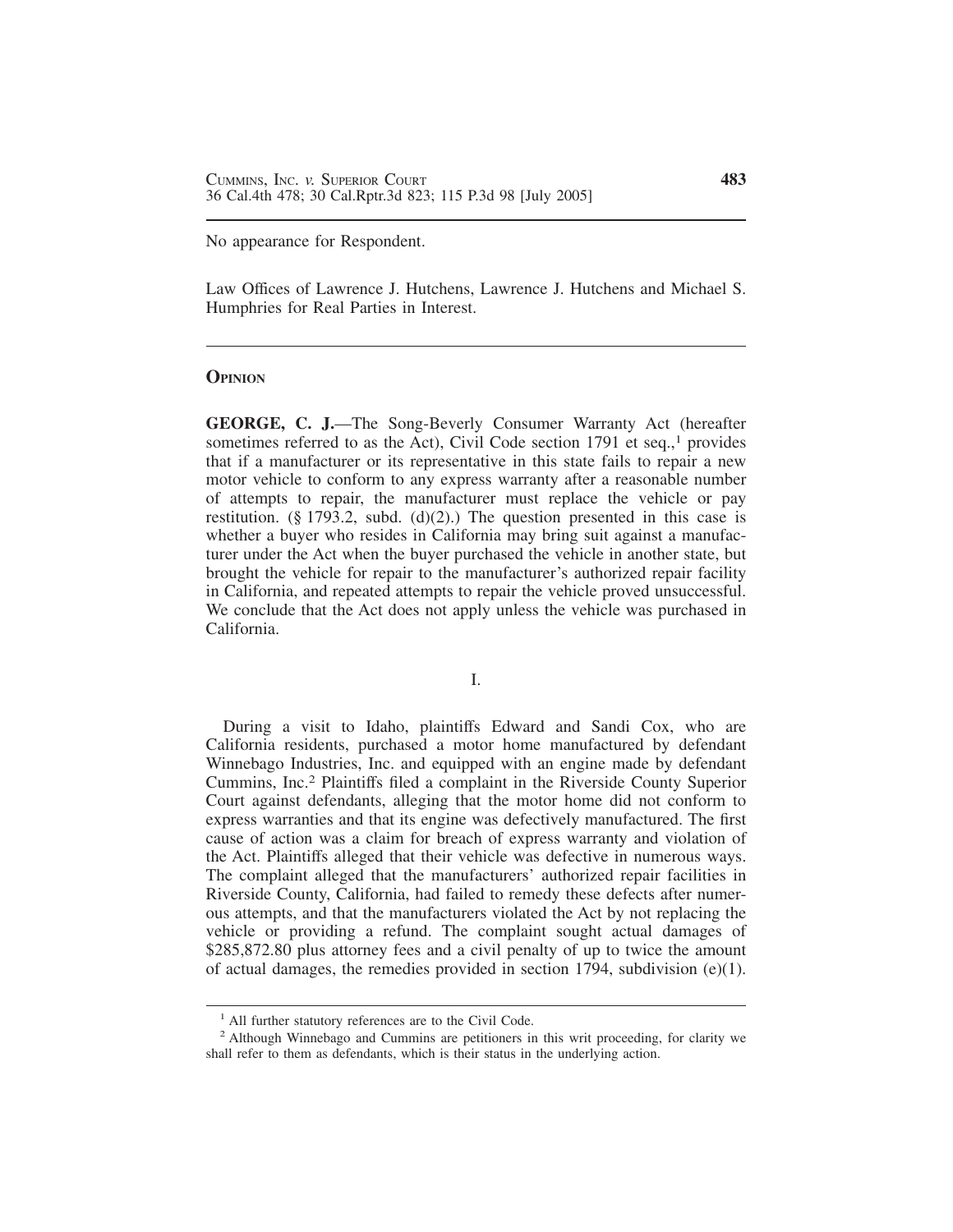No appearance for Respondent.

Law Offices of Lawrence J. Hutchens, Lawrence J. Hutchens and Michael S. Humphries for Real Parties in Interest.

---

## OPINION

**GEORGE, C. J.**—The Song-Beverly Consumer Warranty Act (hereafter sometimes referred to as the Act), Civil Code section 1791 et seq.,[1] provides that if a manufacturer or its representative in this state fails to repair a new motor vehicle to conform to any express warranty after a reasonable number of attempts to repair, the manufacturer must replace the vehicle or pay restitution. (§ 1793.2, subd. (d)(2).) The question presented in this case is whether a buyer who resides in California may bring suit against a manufacturer under the Act when the buyer purchased the vehicle in another state, but brought the vehicle for repair to the manufacturer's authorized repair facility in California, and repeated attempts to repair the vehicle proved unsuccessful. We conclude that the Act does not apply unless the vehicle was purchased in California.

I.

During a visit to Idaho, plaintiffs Edward and Sandi Cox, who are California residents, purchased a motor home manufactured by defendant Winnebago Industries, Inc. and equipped with an engine made by defendant Cummins, Inc.[2] Plaintiffs filed a complaint in the Riverside County Superior Court against defendants, alleging that the motor home did not conform to express warranties and that its engine was defectively manufactured. The first cause of action was a claim for breach of express warranty and violation of the Act. Plaintiffs alleged that their vehicle was defective in numerous ways. The complaint alleged that the manufacturers' authorized repair facilities in Riverside County, California, had failed to remedy these defects after numerous attempts, and that the manufacturers violated the Act by not replacing the vehicle or providing a refund. The complaint sought actual damages of $285,872.80 plus attorney fees and a civil penalty of up to twice the amount of actual damages, the remedies provided in section 1794, subdivision (e)(1).

---

[1] All further statutory references are to the Civil Code.

[2] Although Winnebago and Cummins are petitioners in this writ proceeding, for clarity we shall refer to them as defendants, which is their status in the underlying action.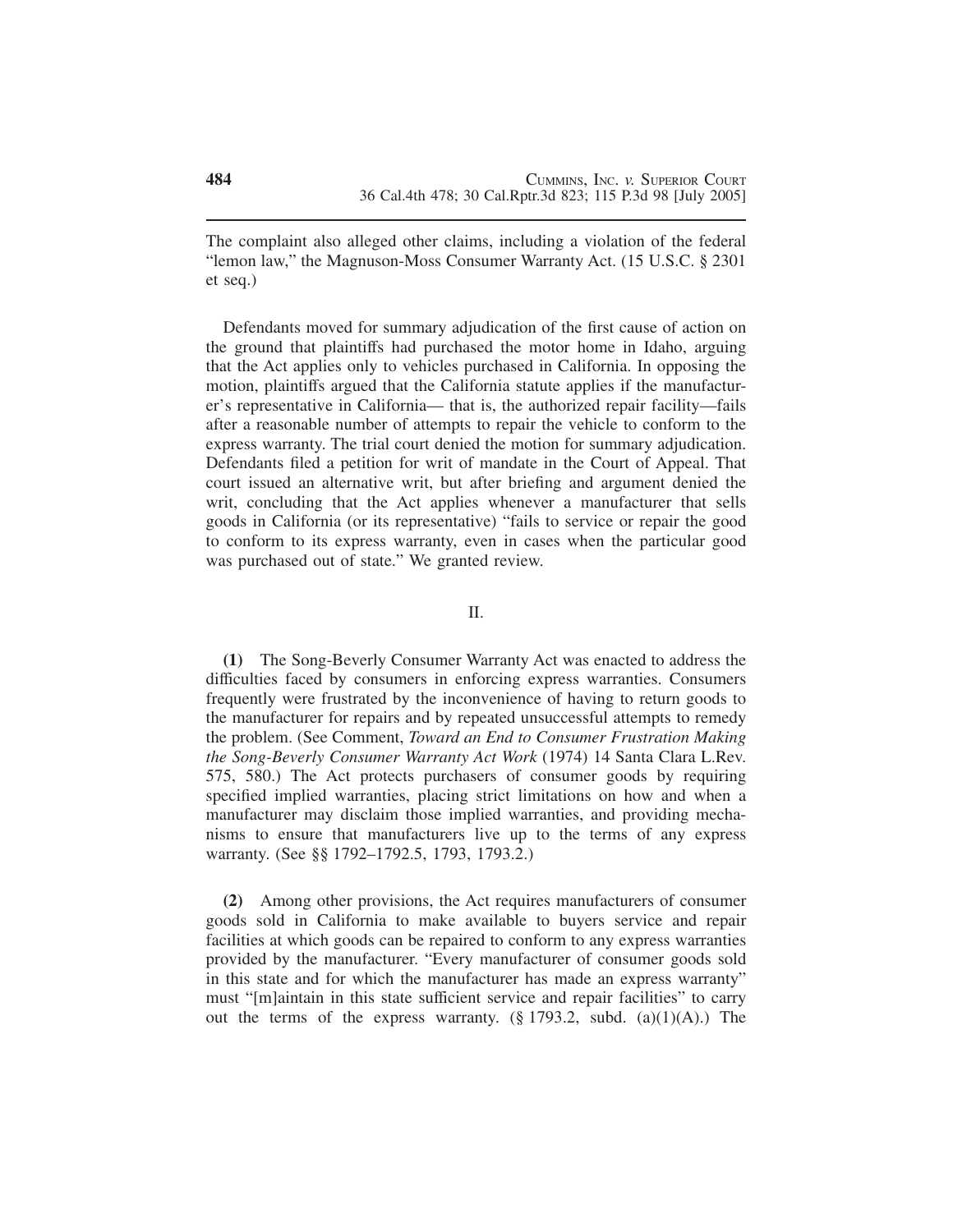The complaint also alleged other claims, including a violation of the federal "lemon law," the Magnuson-Moss Consumer Warranty Act. (15 U.S.C. § 2301 et seq.)

Defendants moved for summary adjudication of the first cause of action on the ground that plaintiffs had purchased the motor home in Idaho, arguing that the Act applies only to vehicles purchased in California. In opposing the motion, plaintiffs argued that the California statute applies if the manufacturer's representative in California— that is, the authorized repair facility—fails after a reasonable number of attempts to repair the vehicle to conform to the express warranty. The trial court denied the motion for summary adjudication. Defendants filed a petition for writ of mandate in the Court of Appeal. That court issued an alternative writ, but after briefing and argument denied the writ, concluding that the Act applies whenever a manufacturer that sells goods in California (or its representative) "fails to service or repair the good to conform to its express warranty, even in cases when the particular good was purchased out of state." We granted review.

## II.

**(1)** The Song-Beverly Consumer Warranty Act was enacted to address the difficulties faced by consumers in enforcing express warranties. Consumers frequently were frustrated by the inconvenience of having to return goods to the manufacturer for repairs and by repeated unsuccessful attempts to remedy the problem. (See Comment, *Toward an End to Consumer Frustration Making the Song-Beverly Consumer Warranty Act Work* (1974) 14 Santa Clara L.Rev. 575, 580.) The Act protects purchasers of consumer goods by requiring specified implied warranties, placing strict limitations on how and when a manufacturer may disclaim those implied warranties, and providing mechanisms to ensure that manufacturers live up to the terms of any express warranty. (See §§ 1792–1792.5, 1793, 1793.2.)

**(2)** Among other provisions, the Act requires manufacturers of consumer goods sold in California to make available to buyers service and repair facilities at which goods can be repaired to conform to any express warranties provided by the manufacturer. "Every manufacturer of consumer goods sold in this state and for which the manufacturer has made an express warranty" must "[m]aintain in this state sufficient service and repair facilities" to carry out the terms of the express warranty. (§ 1793.2, subd. (a)(1)(A).) The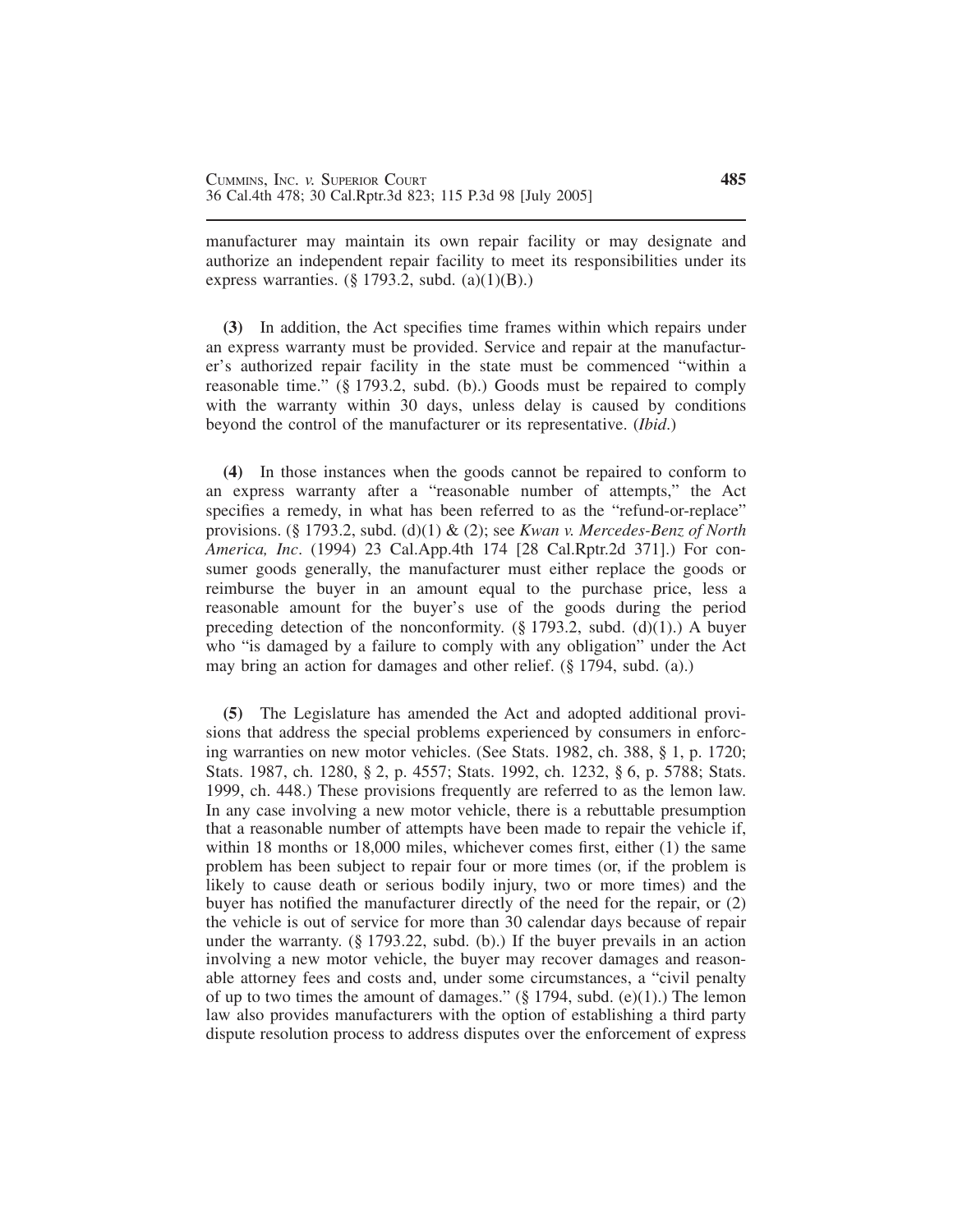manufacturer may maintain its own repair facility or may designate and authorize an independent repair facility to meet its responsibilities under its express warranties. (§ 1793.2, subd. (a)(1)(B).)

**(3)** In addition, the Act specifies time frames within which repairs under an express warranty must be provided. Service and repair at the manufacturer's authorized repair facility in the state must be commenced "within a reasonable time." (§ 1793.2, subd. (b).) Goods must be repaired to comply with the warranty within 30 days, unless delay is caused by conditions beyond the control of the manufacturer or its representative. (*Ibid*.)

**(4)** In those instances when the goods cannot be repaired to conform to an express warranty after a "reasonable number of attempts," the Act specifies a remedy, in what has been referred to as the "refund-or-replace" provisions. (§ 1793.2, subd. (d)(1) & (2); see *Kwan v. Mercedes-Benz of North America, Inc*. (1994) 23 Cal.App.4th 174 [28 Cal.Rptr.2d 371].) For consumer goods generally, the manufacturer must either replace the goods or reimburse the buyer in an amount equal to the purchase price, less a reasonable amount for the buyer's use of the goods during the period preceding detection of the nonconformity. (§ 1793.2, subd. (d)(1).) A buyer who "is damaged by a failure to comply with any obligation" under the Act may bring an action for damages and other relief. (§ 1794, subd. (a).)

**(5)** The Legislature has amended the Act and adopted additional provisions that address the special problems experienced by consumers in enforcing warranties on new motor vehicles. (See Stats. 1982, ch. 388, § 1, p. 1720; Stats. 1987, ch. 1280, § 2, p. 4557; Stats. 1992, ch. 1232, § 6, p. 5788; Stats. 1999, ch. 448.) These provisions frequently are referred to as the lemon law. In any case involving a new motor vehicle, there is a rebuttable presumption that a reasonable number of attempts have been made to repair the vehicle if, within 18 months or 18,000 miles, whichever comes first, either (1) the same problem has been subject to repair four or more times (or, if the problem is likely to cause death or serious bodily injury, two or more times) and the buyer has notified the manufacturer directly of the need for the repair, or (2) the vehicle is out of service for more than 30 calendar days because of repair under the warranty. (§ 1793.22, subd. (b).) If the buyer prevails in an action involving a new motor vehicle, the buyer may recover damages and reasonable attorney fees and costs and, under some circumstances, a "civil penalty of up to two times the amount of damages." (§ 1794, subd. (e)(1).) The lemon law also provides manufacturers with the option of establishing a third party dispute resolution process to address disputes over the enforcement of express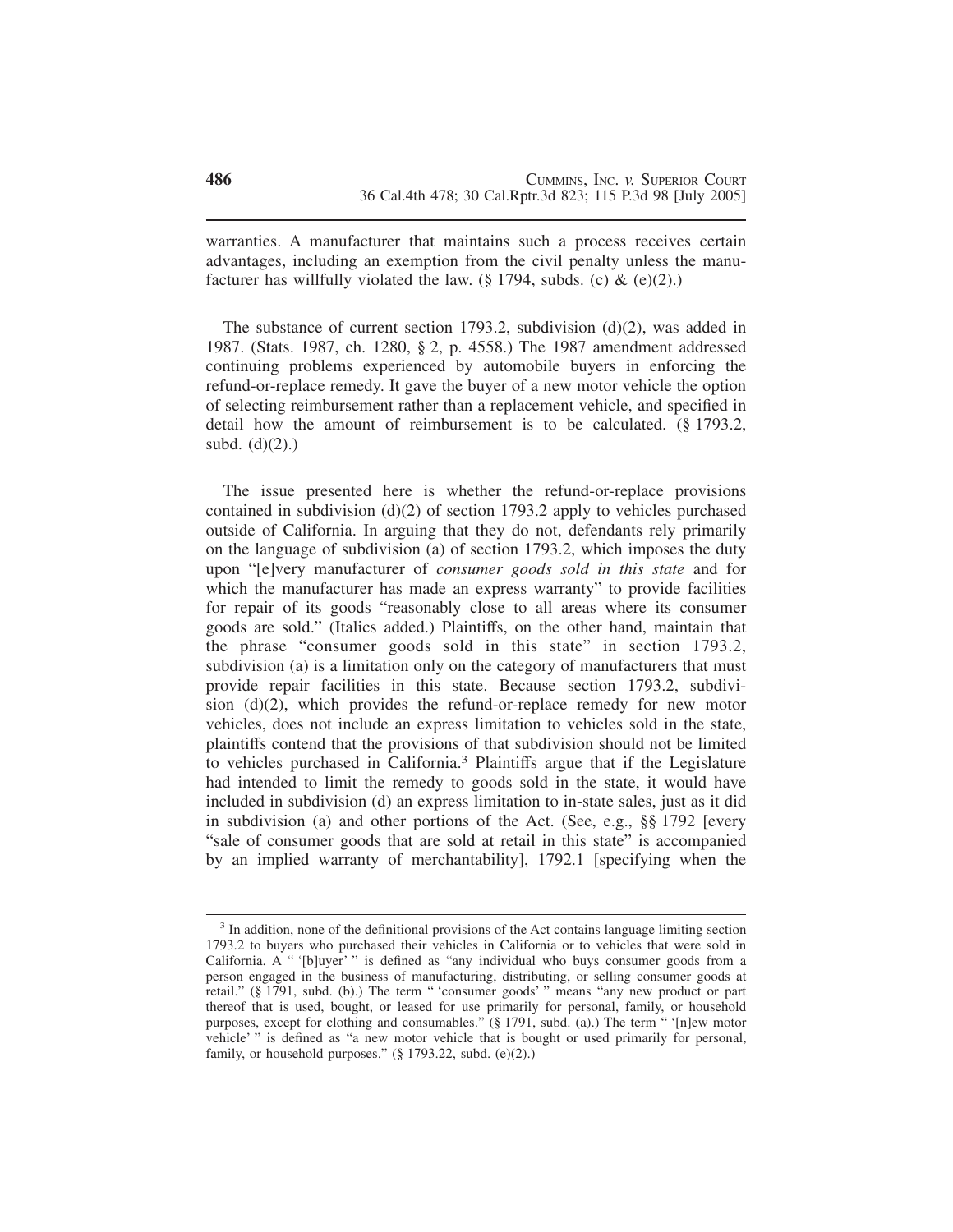warranties. A manufacturer that maintains such a process receives certain advantages, including an exemption from the civil penalty unless the manufacturer has willfully violated the law. (§ 1794, subds. (c) & (e)(2).)

The substance of current section 1793.2, subdivision (d)(2), was added in 1987. (Stats. 1987, ch. 1280, § 2, p. 4558.) The 1987 amendment addressed continuing problems experienced by automobile buyers in enforcing the refund-or-replace remedy. It gave the buyer of a new motor vehicle the option of selecting reimbursement rather than a replacement vehicle, and specified in detail how the amount of reimbursement is to be calculated. (§ 1793.2, subd. (d)(2).)

The issue presented here is whether the refund-or-replace provisions contained in subdivision (d)(2) of section 1793.2 apply to vehicles purchased outside of California. In arguing that they do not, defendants rely primarily on the language of subdivision (a) of section 1793.2, which imposes the duty upon "[e]very manufacturer of *consumer goods sold in this state* and for which the manufacturer has made an express warranty" to provide facilities for repair of its goods "reasonably close to all areas where its consumer goods are sold." (Italics added.) Plaintiffs, on the other hand, maintain that the phrase "consumer goods sold in this state" in section 1793.2, subdivision (a) is a limitation only on the category of manufacturers that must provide repair facilities in this state. Because section 1793.2, subdivision (d)(2), which provides the refund-or-replace remedy for new motor vehicles, does not include an express limitation to vehicles sold in the state, plaintiffs contend that the provisions of that subdivision should not be limited to vehicles purchased in California.[3] Plaintiffs argue that if the Legislature had intended to limit the remedy to goods sold in the state, it would have included in subdivision (d) an express limitation to in-state sales, just as it did in subdivision (a) and other portions of the Act. (See, e.g., §§ 1792 [every "sale of consumer goods that are sold at retail in this state" is accompanied by an implied warranty of merchantability], 1792.1 [specifying when the

---

[3] In addition, none of the definitional provisions of the Act contains language limiting section 1793.2 to buyers who purchased their vehicles in California or to vehicles that were sold in California. A " '[b]uyer' " is defined as "any individual who buys consumer goods from a person engaged in the business of manufacturing, distributing, or selling consumer goods at retail." (§ 1791, subd. (b).) The term " 'consumer goods' " means "any new product or part thereof that is used, bought, or leased for use primarily for personal, family, or household purposes, except for clothing and consumables." (§ 1791, subd. (a).) The term " '[n]ew motor vehicle' " is defined as "a new motor vehicle that is bought or used primarily for personal, family, or household purposes." (§ 1793.22, subd. (e)(2).)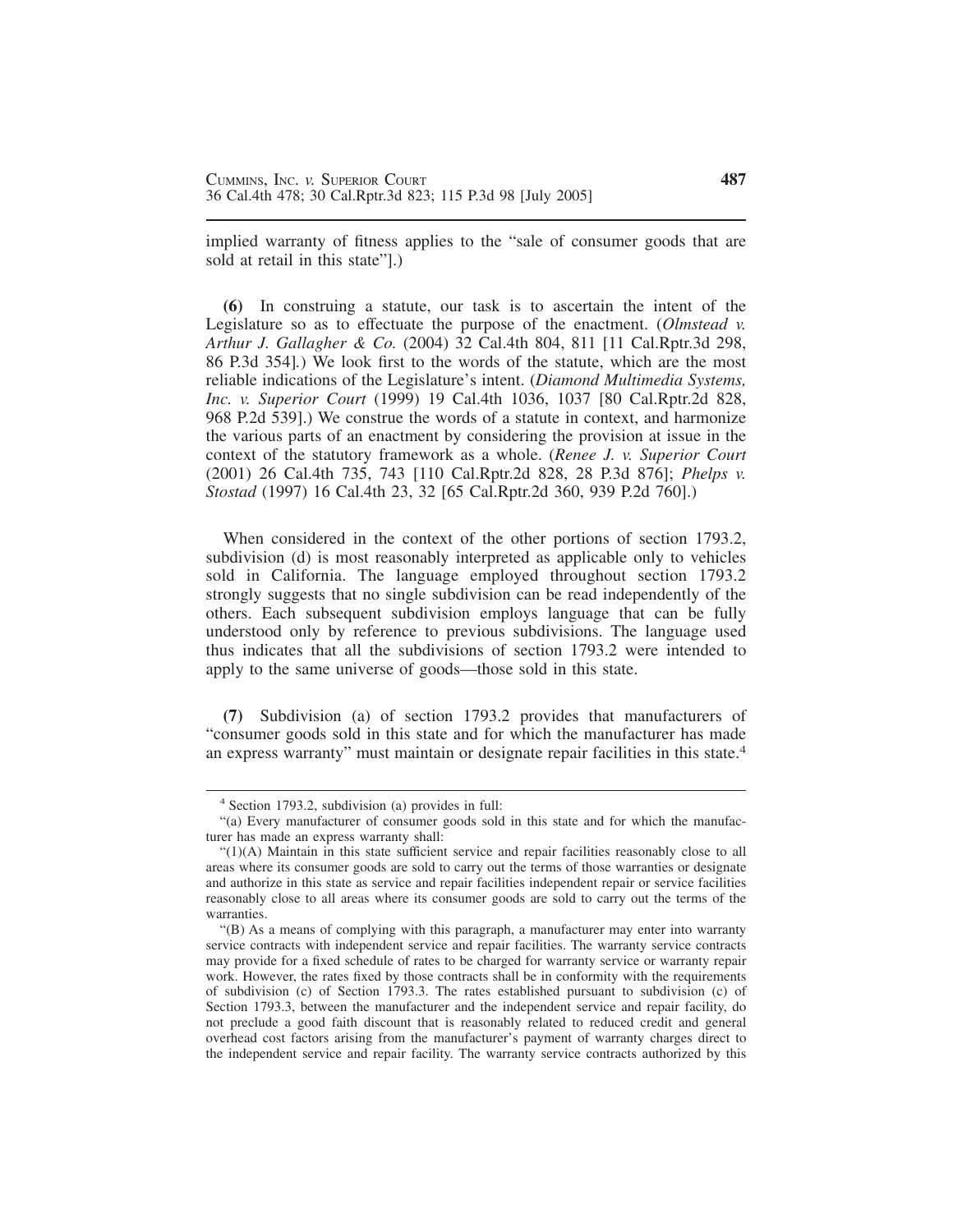implied warranty of fitness applies to the "sale of consumer goods that are sold at retail in this state"].)

**(6)** In construing a statute, our task is to ascertain the intent of the Legislature so as to effectuate the purpose of the enactment. (*Olmstead v. Arthur J. Gallagher & Co.* (2004) 32 Cal.4th 804, 811 [11 Cal.Rptr.3d 298, 86 P.3d 354].) We look first to the words of the statute, which are the most reliable indications of the Legislature's intent. (*Diamond Multimedia Systems, Inc. v. Superior Court* (1999) 19 Cal.4th 1036, 1037 [80 Cal.Rptr.2d 828, 968 P.2d 539].) We construe the words of a statute in context, and harmonize the various parts of an enactment by considering the provision at issue in the context of the statutory framework as a whole. (*Renee J. v. Superior Court* (2001) 26 Cal.4th 735, 743 [110 Cal.Rptr.2d 828, 28 P.3d 876]; *Phelps v. Stostad* (1997) 16 Cal.4th 23, 32 [65 Cal.Rptr.2d 360, 939 P.2d 760].)

When considered in the context of the other portions of section 1793.2, subdivision (d) is most reasonably interpreted as applicable only to vehicles sold in California. The language employed throughout section 1793.2 strongly suggests that no single subdivision can be read independently of the others. Each subsequent subdivision employs language that can be fully understood only by reference to previous subdivisions. The language used thus indicates that all the subdivisions of section 1793.2 were intended to apply to the same universe of goods—those sold in this state.

**(7)** Subdivision (a) of section 1793.2 provides that manufacturers of "consumer goods sold in this state and for which the manufacturer has made an express warranty" must maintain or designate repair facilities in this state.[4]

[4] Section 1793.2, subdivision (a) provides in full:

"(a) Every manufacturer of consumer goods sold in this state and for which the manufacturer has made an express warranty shall:

"(1)(A) Maintain in this state sufficient service and repair facilities reasonably close to all areas where its consumer goods are sold to carry out the terms of those warranties or designate and authorize in this state as service and repair facilities independent repair or service facilities reasonably close to all areas where its consumer goods are sold to carry out the terms of the warranties.

"(B) As a means of complying with this paragraph, a manufacturer may enter into warranty service contracts with independent service and repair facilities. The warranty service contracts may provide for a fixed schedule of rates to be charged for warranty service or warranty repair work. However, the rates fixed by those contracts shall be in conformity with the requirements of subdivision (c) of Section 1793.3. The rates established pursuant to subdivision (c) of Section 1793.3, between the manufacturer and the independent service and repair facility, do not preclude a good faith discount that is reasonably related to reduced credit and general overhead cost factors arising from the manufacturer's payment of warranty charges direct to the independent service and repair facility. The warranty service contracts authorized by this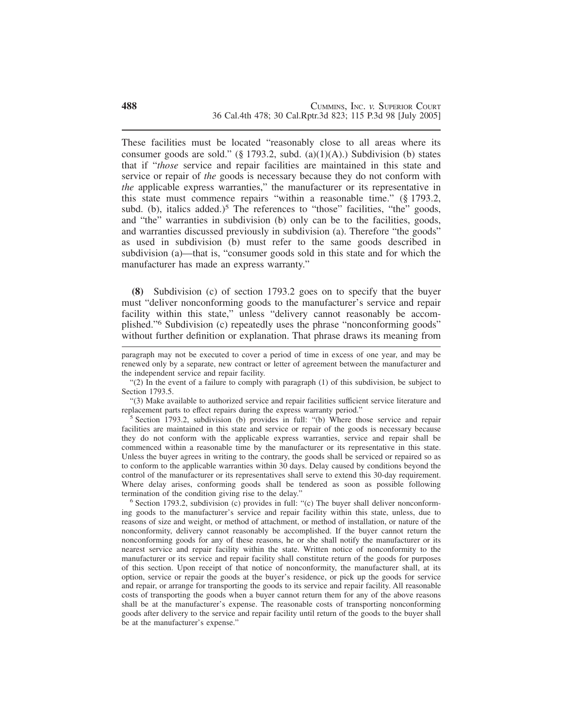These facilities must be located "reasonably close to all areas where its consumer goods are sold." (§ 1793.2, subd. (a)(1)(A).) Subdivision (b) states that if "*those* service and repair facilities are maintained in this state and service or repair of *the* goods is necessary because they do not conform with *the* applicable express warranties," the manufacturer or its representative in this state must commence repairs "within a reasonable time." (§ 1793.2, subd. (b), italics added.)[5] The references to "those" facilities, "the" goods, and "the" warranties in subdivision (b) only can be to the facilities, goods, and warranties discussed previously in subdivision (a). Therefore "the goods" as used in subdivision (b) must refer to the same goods described in subdivision (a)—that is, "consumer goods sold in this state and for which the manufacturer has made an express warranty."

**(8)** Subdivision (c) of section 1793.2 goes on to specify that the buyer must "deliver nonconforming goods to the manufacturer's service and repair facility within this state," unless "delivery cannot reasonably be accomplished."[6] Subdivision (c) repeatedly uses the phrase "nonconforming goods" without further definition or explanation. That phrase draws its meaning from

---

paragraph may not be executed to cover a period of time in excess of one year, and may be renewed only by a separate, new contract or letter of agreement between the manufacturer and the independent service and repair facility.

"(2) In the event of a failure to comply with paragraph (1) of this subdivision, be subject to Section 1793.5.

"(3) Make available to authorized service and repair facilities sufficient service literature and replacement parts to effect repairs during the express warranty period."

[5] Section 1793.2, subdivision (b) provides in full: "(b) Where those service and repair facilities are maintained in this state and service or repair of the goods is necessary because they do not conform with the applicable express warranties, service and repair shall be commenced within a reasonable time by the manufacturer or its representative in this state. Unless the buyer agrees in writing to the contrary, the goods shall be serviced or repaired so as to conform to the applicable warranties within 30 days. Delay caused by conditions beyond the control of the manufacturer or its representatives shall serve to extend this 30-day requirement. Where delay arises, conforming goods shall be tendered as soon as possible following termination of the condition giving rise to the delay."

[6] Section 1793.2, subdivision (c) provides in full: "(c) The buyer shall deliver nonconforming goods to the manufacturer's service and repair facility within this state, unless, due to reasons of size and weight, or method of attachment, or method of installation, or nature of the nonconformity, delivery cannot reasonably be accomplished. If the buyer cannot return the nonconforming goods for any of these reasons, he or she shall notify the manufacturer or its nearest service and repair facility within the state. Written notice of nonconformity to the manufacturer or its service and repair facility shall constitute return of the goods for purposes of this section. Upon receipt of that notice of nonconformity, the manufacturer shall, at its option, service or repair the goods at the buyer's residence, or pick up the goods for service and repair, or arrange for transporting the goods to its service and repair facility. All reasonable costs of transporting the goods when a buyer cannot return them for any of the above reasons shall be at the manufacturer's expense. The reasonable costs of transporting nonconforming goods after delivery to the service and repair facility until return of the goods to the buyer shall be at the manufacturer's expense."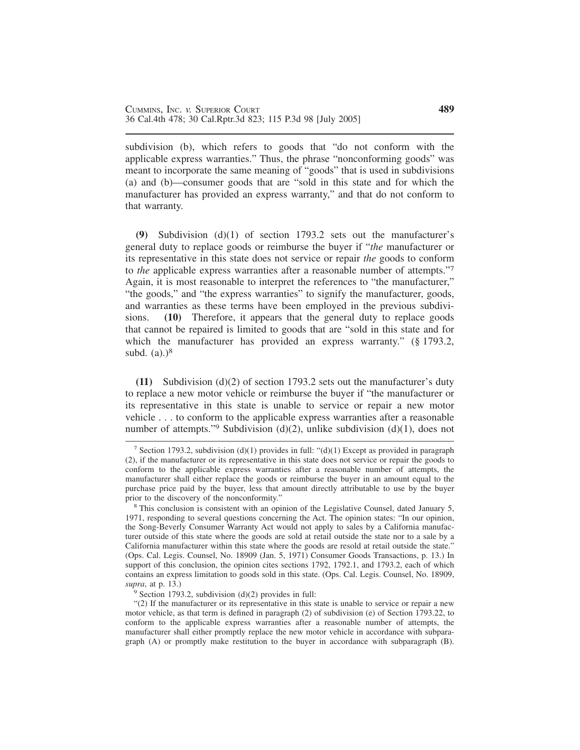subdivision (b), which refers to goods that "do not conform with the applicable express warranties." Thus, the phrase "nonconforming goods" was meant to incorporate the same meaning of "goods" that is used in subdivisions (a) and (b)—consumer goods that are "sold in this state and for which the manufacturer has provided an express warranty," and that do not conform to that warranty.

**(9)** Subdivision (d)(1) of section 1793.2 sets out the manufacturer's general duty to replace goods or reimburse the buyer if "*the* manufacturer or its representative in this state does not service or repair *the* goods to conform to *the* applicable express warranties after a reasonable number of attempts."[7] Again, it is most reasonable to interpret the references to "the manufacturer," "the goods," and "the express warranties" to signify the manufacturer, goods, and warranties as these terms have been employed in the previous subdivisions. **(10)** Therefore, it appears that the general duty to replace goods that cannot be repaired is limited to goods that are "sold in this state and for which the manufacturer has provided an express warranty." (§ 1793.2, subd. (a).)[8]

**(11)** Subdivision (d)(2) of section 1793.2 sets out the manufacturer's duty to replace a new motor vehicle or reimburse the buyer if "the manufacturer or its representative in this state is unable to service or repair a new motor vehicle . . . to conform to the applicable express warranties after a reasonable number of attempts."[9] Subdivision (d)(2), unlike subdivision (d)(1), does not

---

[7] Section 1793.2, subdivision (d)(1) provides in full: "(d)(1) Except as provided in paragraph (2), if the manufacturer or its representative in this state does not service or repair the goods to conform to the applicable express warranties after a reasonable number of attempts, the manufacturer shall either replace the goods or reimburse the buyer in an amount equal to the purchase price paid by the buyer, less that amount directly attributable to use by the buyer prior to the discovery of the nonconformity."

[8] This conclusion is consistent with an opinion of the Legislative Counsel, dated January 5, 1971, responding to several questions concerning the Act. The opinion states: "In our opinion, the Song-Beverly Consumer Warranty Act would not apply to sales by a California manufacturer outside of this state where the goods are sold at retail outside the state nor to a sale by a California manufacturer within this state where the goods are resold at retail outside the state." (Ops. Cal. Legis. Counsel, No. 18909 (Jan. 5, 1971) Consumer Goods Transactions, p. 13.) In support of this conclusion, the opinion cites sections 1792, 1792.1, and 1793.2, each of which contains an express limitation to goods sold in this state. (Ops. Cal. Legis. Counsel, No. 18909, *supra*, at p. 13.)

[9] Section 1793.2, subdivision (d)(2) provides in full:

"(2) If the manufacturer or its representative in this state is unable to service or repair a new motor vehicle, as that term is defined in paragraph (2) of subdivision (e) of Section 1793.22, to conform to the applicable express warranties after a reasonable number of attempts, the manufacturer shall either promptly replace the new motor vehicle in accordance with subparagraph (A) or promptly make restitution to the buyer in accordance with subparagraph (B).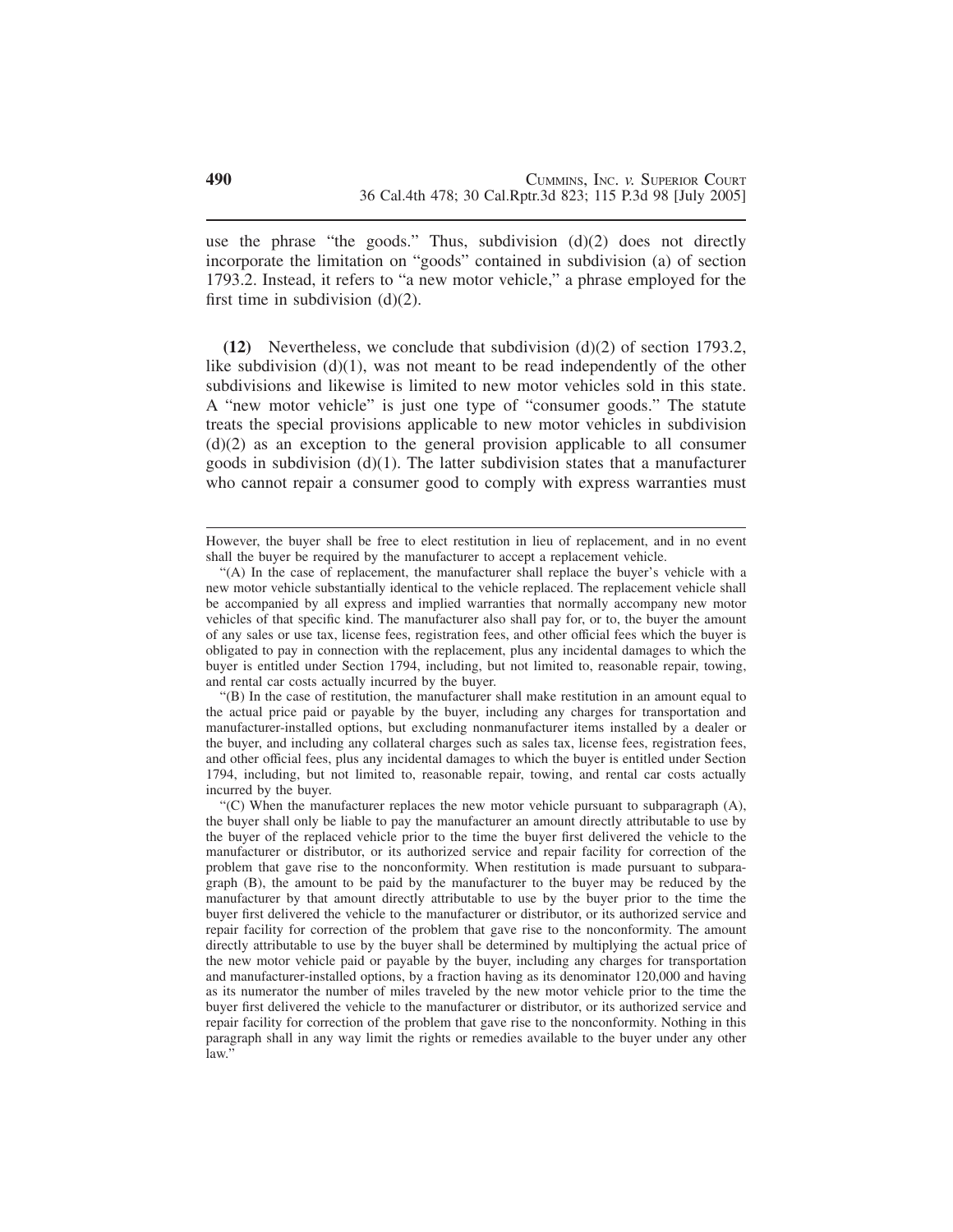use the phrase "the goods." Thus, subdivision (d)(2) does not directly incorporate the limitation on "goods" contained in subdivision (a) of section 1793.2. Instead, it refers to "a new motor vehicle," a phrase employed for the first time in subdivision (d)(2).

**(12)** Nevertheless, we conclude that subdivision (d)(2) of section 1793.2, like subdivision (d)(1), was not meant to be read independently of the other subdivisions and likewise is limited to new motor vehicles sold in this state. A "new motor vehicle" is just one type of "consumer goods." The statute treats the special provisions applicable to new motor vehicles in subdivision (d)(2) as an exception to the general provision applicable to all consumer goods in subdivision (d)(1). The latter subdivision states that a manufacturer who cannot repair a consumer good to comply with express warranties must

---

However, the buyer shall be free to elect restitution in lieu of replacement, and in no event shall the buyer be required by the manufacturer to accept a replacement vehicle.

"(A) In the case of replacement, the manufacturer shall replace the buyer's vehicle with a new motor vehicle substantially identical to the vehicle replaced. The replacement vehicle shall be accompanied by all express and implied warranties that normally accompany new motor vehicles of that specific kind. The manufacturer also shall pay for, or to, the buyer the amount of any sales or use tax, license fees, registration fees, and other official fees which the buyer is obligated to pay in connection with the replacement, plus any incidental damages to which the buyer is entitled under Section 1794, including, but not limited to, reasonable repair, towing, and rental car costs actually incurred by the buyer.

"(B) In the case of restitution, the manufacturer shall make restitution in an amount equal to the actual price paid or payable by the buyer, including any charges for transportation and manufacturer-installed options, but excluding nonmanufacturer items installed by a dealer or the buyer, and including any collateral charges such as sales tax, license fees, registration fees, and other official fees, plus any incidental damages to which the buyer is entitled under Section 1794, including, but not limited to, reasonable repair, towing, and rental car costs actually incurred by the buyer.

"(C) When the manufacturer replaces the new motor vehicle pursuant to subparagraph (A), the buyer shall only be liable to pay the manufacturer an amount directly attributable to use by the buyer of the replaced vehicle prior to the time the buyer first delivered the vehicle to the manufacturer or distributor, or its authorized service and repair facility for correction of the problem that gave rise to the nonconformity. When restitution is made pursuant to subparagraph (B), the amount to be paid by the manufacturer to the buyer may be reduced by the manufacturer by that amount directly attributable to use by the buyer prior to the time the buyer first delivered the vehicle to the manufacturer or distributor, or its authorized service and repair facility for correction of the problem that gave rise to the nonconformity. The amount directly attributable to use by the buyer shall be determined by multiplying the actual price of the new motor vehicle paid or payable by the buyer, including any charges for transportation and manufacturer-installed options, by a fraction having as its denominator 120,000 and having as its numerator the number of miles traveled by the new motor vehicle prior to the time the buyer first delivered the vehicle to the manufacturer or distributor, or its authorized service and repair facility for correction of the problem that gave rise to the nonconformity. Nothing in this paragraph shall in any way limit the rights or remedies available to the buyer under any other law."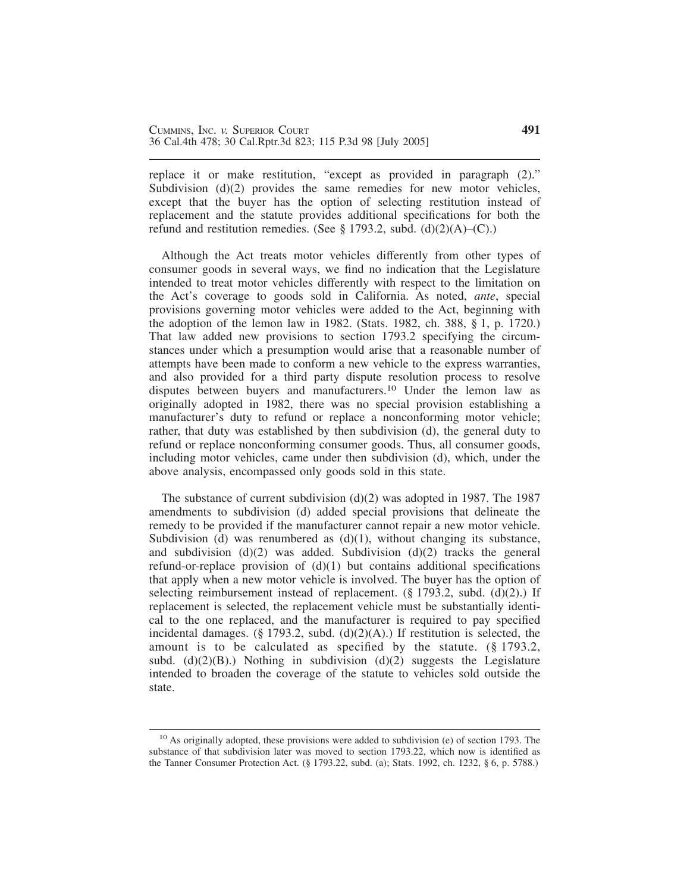replace it or make restitution, "except as provided in paragraph (2)." Subdivision (d)(2) provides the same remedies for new motor vehicles, except that the buyer has the option of selecting restitution instead of replacement and the statute provides additional specifications for both the refund and restitution remedies. (See § 1793.2, subd. (d)(2)(A)–(C).)

Although the Act treats motor vehicles differently from other types of consumer goods in several ways, we find no indication that the Legislature intended to treat motor vehicles differently with respect to the limitation on the Act's coverage to goods sold in California. As noted, *ante*, special provisions governing motor vehicles were added to the Act, beginning with the adoption of the lemon law in 1982. (Stats. 1982, ch. 388, § 1, p. 1720.) That law added new provisions to section 1793.2 specifying the circumstances under which a presumption would arise that a reasonable number of attempts have been made to conform a new vehicle to the express warranties, and also provided for a third party dispute resolution process to resolve disputes between buyers and manufacturers.[10] Under the lemon law as originally adopted in 1982, there was no special provision establishing a manufacturer's duty to refund or replace a nonconforming motor vehicle; rather, that duty was established by then subdivision (d), the general duty to refund or replace nonconforming consumer goods. Thus, all consumer goods, including motor vehicles, came under then subdivision (d), which, under the above analysis, encompassed only goods sold in this state.

The substance of current subdivision (d)(2) was adopted in 1987. The 1987 amendments to subdivision (d) added special provisions that delineate the remedy to be provided if the manufacturer cannot repair a new motor vehicle. Subdivision (d) was renumbered as (d)(1), without changing its substance, and subdivision (d)(2) was added. Subdivision (d)(2) tracks the general refund-or-replace provision of (d)(1) but contains additional specifications that apply when a new motor vehicle is involved. The buyer has the option of selecting reimbursement instead of replacement. (§ 1793.2, subd. (d)(2).) If replacement is selected, the replacement vehicle must be substantially identical to the one replaced, and the manufacturer is required to pay specified incidental damages. (§ 1793.2, subd. (d)(2)(A).) If restitution is selected, the amount is to be calculated as specified by the statute. (§ 1793.2, subd. (d)(2)(B).) Nothing in subdivision (d)(2) suggests the Legislature intended to broaden the coverage of the statute to vehicles sold outside the state.

---

[10] As originally adopted, these provisions were added to subdivision (e) of section 1793. The substance of that subdivision later was moved to section 1793.22, which now is identified as the Tanner Consumer Protection Act. (§ 1793.22, subd. (a); Stats. 1992, ch. 1232, § 6, p. 5788.)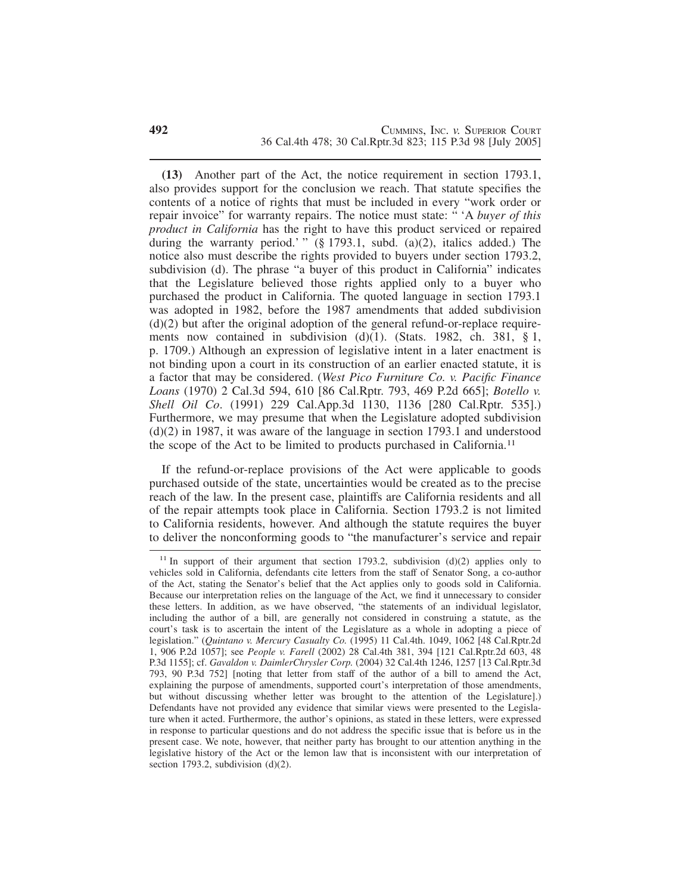**(13)** Another part of the Act, the notice requirement in section 1793.1, also provides support for the conclusion we reach. That statute specifies the contents of a notice of rights that must be included in every "work order or repair invoice" for warranty repairs. The notice must state: " 'A *buyer of this product in California* has the right to have this product serviced or repaired during the warranty period.' " (§ 1793.1, subd. (a)(2), italics added.) The notice also must describe the rights provided to buyers under section 1793.2, subdivision (d). The phrase "a buyer of this product in California" indicates that the Legislature believed those rights applied only to a buyer who purchased the product in California. The quoted language in section 1793.1 was adopted in 1982, before the 1987 amendments that added subdivision (d)(2) but after the original adoption of the general refund-or-replace requirements now contained in subdivision (d)(1). (Stats. 1982, ch. 381, § 1, p. 1709.) Although an expression of legislative intent in a later enactment is not binding upon a court in its construction of an earlier enacted statute, it is a factor that may be considered. (*West Pico Furniture Co. v. Pacific Finance Loans* (1970) 2 Cal.3d 594, 610 [86 Cal.Rptr. 793, 469 P.2d 665]; *Botello v. Shell Oil Co*. (1991) 229 Cal.App.3d 1130, 1136 [280 Cal.Rptr. 535].) Furthermore, we may presume that when the Legislature adopted subdivision (d)(2) in 1987, it was aware of the language in section 1793.1 and understood the scope of the Act to be limited to products purchased in California.[11]

If the refund-or-replace provisions of the Act were applicable to goods purchased outside of the state, uncertainties would be created as to the precise reach of the law. In the present case, plaintiffs are California residents and all of the repair attempts took place in California. Section 1793.2 is not limited to California residents, however. And although the statute requires the buyer to deliver the nonconforming goods to "the manufacturer's service and repair

---

[11] In support of their argument that section 1793.2, subdivision (d)(2) applies only to vehicles sold in California, defendants cite letters from the staff of Senator Song, a co-author of the Act, stating the Senator's belief that the Act applies only to goods sold in California. Because our interpretation relies on the language of the Act, we find it unnecessary to consider these letters. In addition, as we have observed, "the statements of an individual legislator, including the author of a bill, are generally not considered in construing a statute, as the court's task is to ascertain the intent of the Legislature as a whole in adopting a piece of legislation." (*Quintano v. Mercury Casualty Co.* (1995) 11 Cal.4th. 1049, 1062 [48 Cal.Rptr.2d 1, 906 P.2d 1057]; see *People v. Farell* (2002) 28 Cal.4th 381, 394 [121 Cal.Rptr.2d 603, 48 P.3d 1155]; cf. *Gavaldon v. DaimlerChrysler Corp.* (2004) 32 Cal.4th 1246, 1257 [13 Cal.Rptr.3d 793, 90 P.3d 752] [noting that letter from staff of the author of a bill to amend the Act, explaining the purpose of amendments, supported court's interpretation of those amendments, but without discussing whether letter was brought to the attention of the Legislature].) Defendants have not provided any evidence that similar views were presented to the Legislature when it acted. Furthermore, the author's opinions, as stated in these letters, were expressed in response to particular questions and do not address the specific issue that is before us in the present case. We note, however, that neither party has brought to our attention anything in the legislative history of the Act or the lemon law that is inconsistent with our interpretation of section 1793.2, subdivision (d)(2).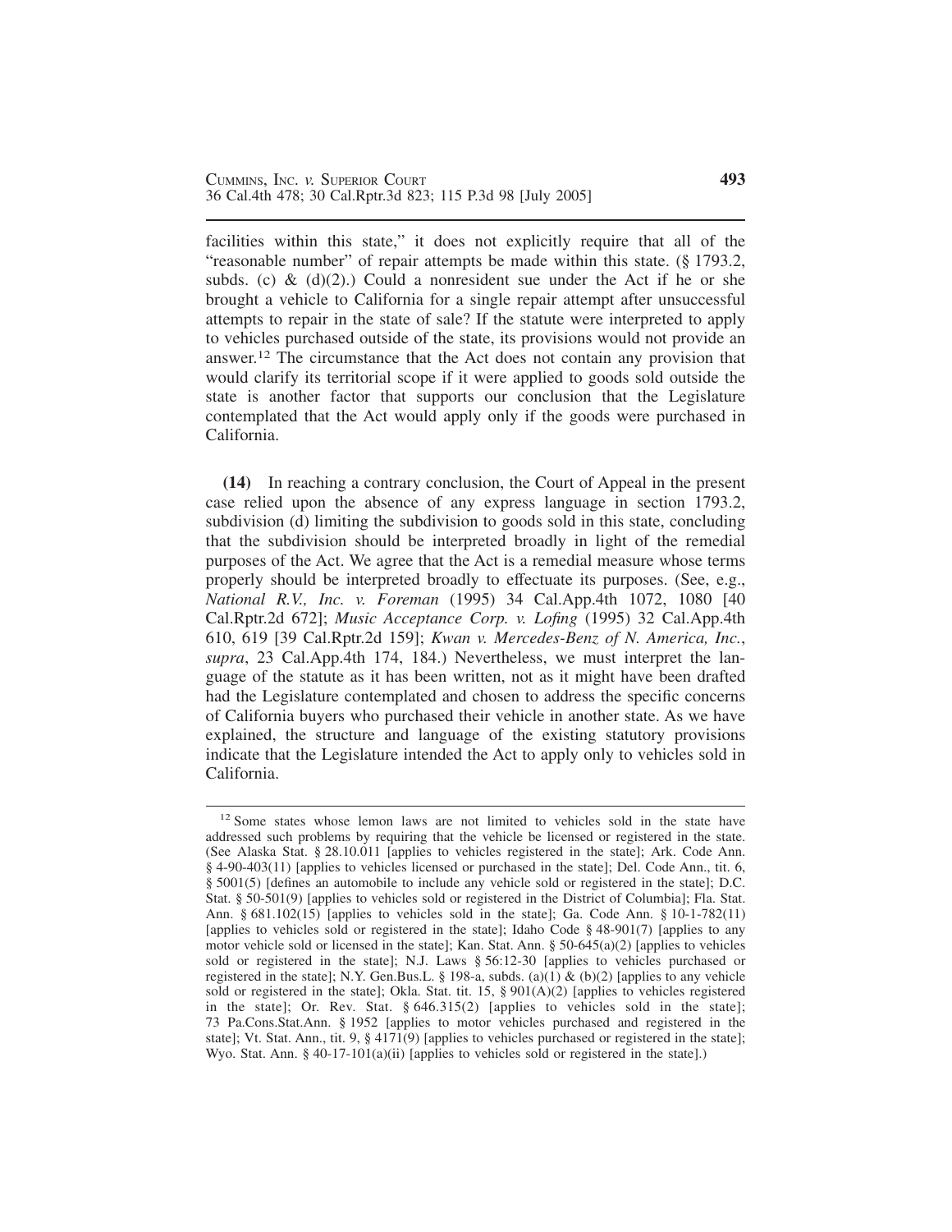facilities within this state," it does not explicitly require that all of the "reasonable number" of repair attempts be made within this state. (§ 1793.2, subds. (c) & (d)(2).) Could a nonresident sue under the Act if he or she brought a vehicle to California for a single repair attempt after unsuccessful attempts to repair in the state of sale? If the statute were interpreted to apply to vehicles purchased outside of the state, its provisions would not provide an answer.[12] The circumstance that the Act does not contain any provision that would clarify its territorial scope if it were applied to goods sold outside the state is another factor that supports our conclusion that the Legislature contemplated that the Act would apply only if the goods were purchased in California.

**(14)** In reaching a contrary conclusion, the Court of Appeal in the present case relied upon the absence of any express language in section 1793.2, subdivision (d) limiting the subdivision to goods sold in this state, concluding that the subdivision should be interpreted broadly in light of the remedial purposes of the Act. We agree that the Act is a remedial measure whose terms properly should be interpreted broadly to effectuate its purposes. (See, e.g., *National R.V., Inc. v. Foreman* (1995) 34 Cal.App.4th 1072, 1080 [40 Cal.Rptr.2d 672]; *Music Acceptance Corp. v. Lofing* (1995) 32 Cal.App.4th 610, 619 [39 Cal.Rptr.2d 159]; *Kwan v. Mercedes-Benz of N. America, Inc.*, *supra*, 23 Cal.App.4th 174, 184.) Nevertheless, we must interpret the language of the statute as it has been written, not as it might have been drafted had the Legislature contemplated and chosen to address the specific concerns of California buyers who purchased their vehicle in another state. As we have explained, the structure and language of the existing statutory provisions indicate that the Legislature intended the Act to apply only to vehicles sold in California.

---

[12] Some states whose lemon laws are not limited to vehicles sold in the state have addressed such problems by requiring that the vehicle be licensed or registered in the state. (See Alaska Stat. § 28.10.011 [applies to vehicles registered in the state]; Ark. Code Ann. § 4-90-403(11) [applies to vehicles licensed or purchased in the state]; Del. Code Ann., tit. 6, § 5001(5) [defines an automobile to include any vehicle sold or registered in the state]; D.C. Stat. § 50-501(9) [applies to vehicles sold or registered in the District of Columbia]; Fla. Stat. Ann. § 681.102(15) [applies to vehicles sold in the state]; Ga. Code Ann. § 10-1-782(11) [applies to vehicles sold or registered in the state]; Idaho Code § 48-901(7) [applies to any motor vehicle sold or licensed in the state]; Kan. Stat. Ann. § 50-645(a)(2) [applies to vehicles sold or registered in the state]; N.J. Laws § 56:12-30 [applies to vehicles purchased or registered in the state]; N.Y. Gen.Bus.L. § 198-a, subds. (a)(1) & (b)(2) [applies to any vehicle sold or registered in the state]; Okla. Stat. tit. 15, § 901(A)(2) [applies to vehicles registered in the state]; Or. Rev. Stat. § 646.315(2) [applies to vehicles sold in the state]; 73 Pa.Cons.Stat.Ann. § 1952 [applies to motor vehicles purchased and registered in the state]; Vt. Stat. Ann., tit. 9, § 4171(9) [applies to vehicles purchased or registered in the state]; Wyo. Stat. Ann. § 40-17-101(a)(ii) [applies to vehicles sold or registered in the state].)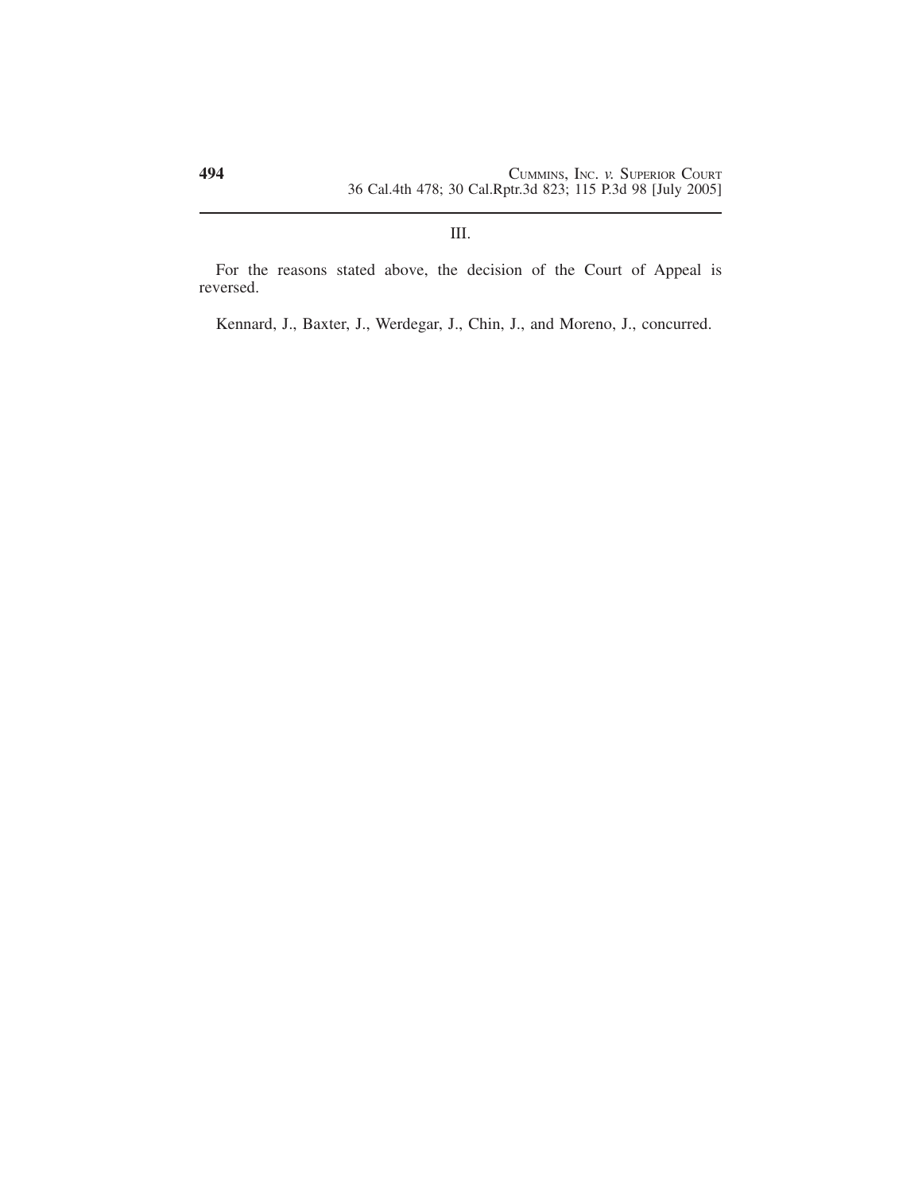III.

For the reasons stated above, the decision of the Court of Appeal is reversed.

Kennard, J., Baxter, J., Werdegar, J., Chin, J., and Moreno, J., concurred.